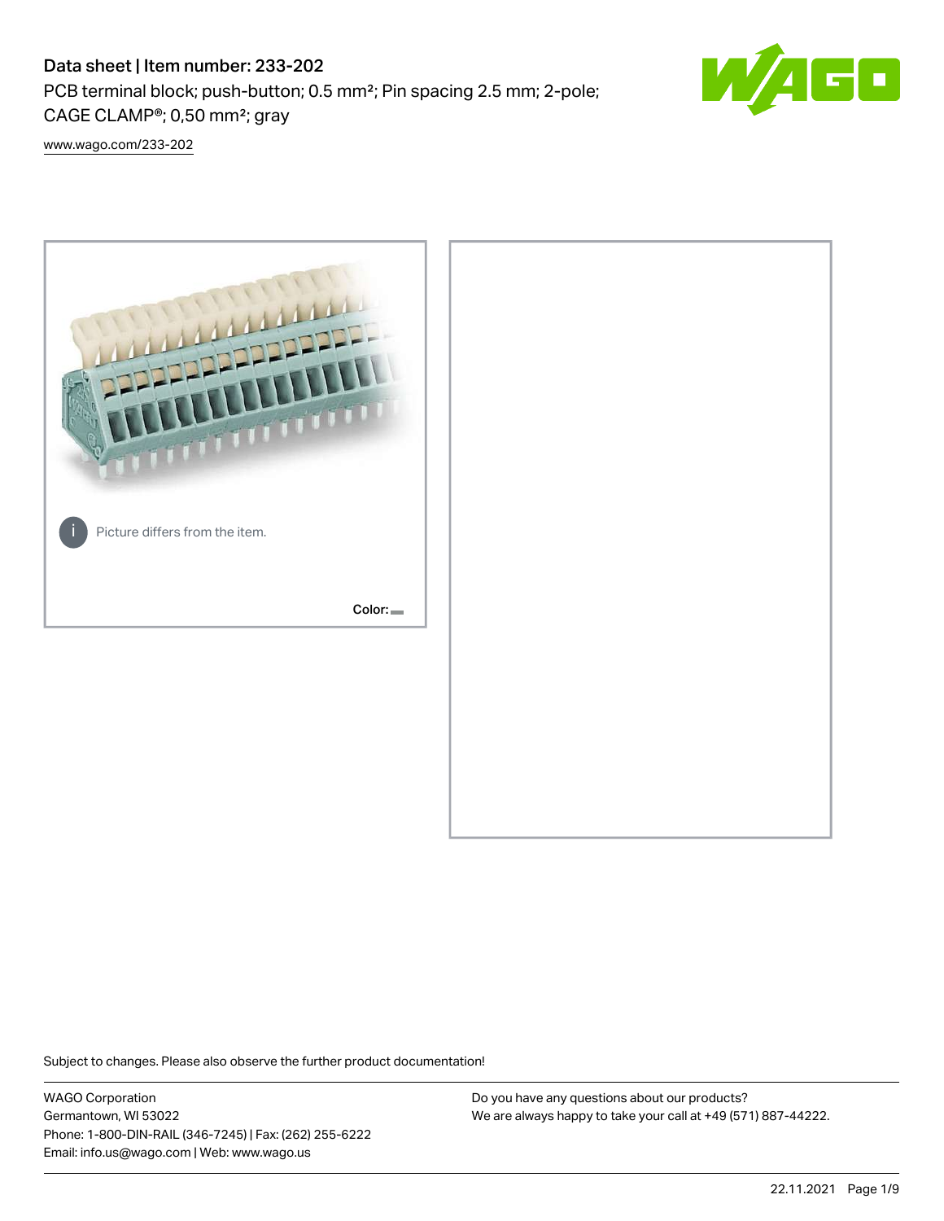# Data sheet | Item number: 233-202

PCB terminal block; push-button; 0.5 mm²; Pin spacing 2.5 mm; 2-pole; CAGE CLAMP®; 0,50 mm²; gray

[www.wago.com/233-202](www.wago.com/233-202)

Picture differs from the item.

Color:

Subject to changes. Please also observe the further product documentation!

WAGO Corporation
Germantown, WI 53022
Phone: 1-800-DIN-RAIL (346-7245) | Fax: (262) 255-6222
Email: info.us@wago.com | Web: www.wago.us

Do you have any questions about our products?
We are always happy to take your call at +49 (571) 887-44222.

22.11.2021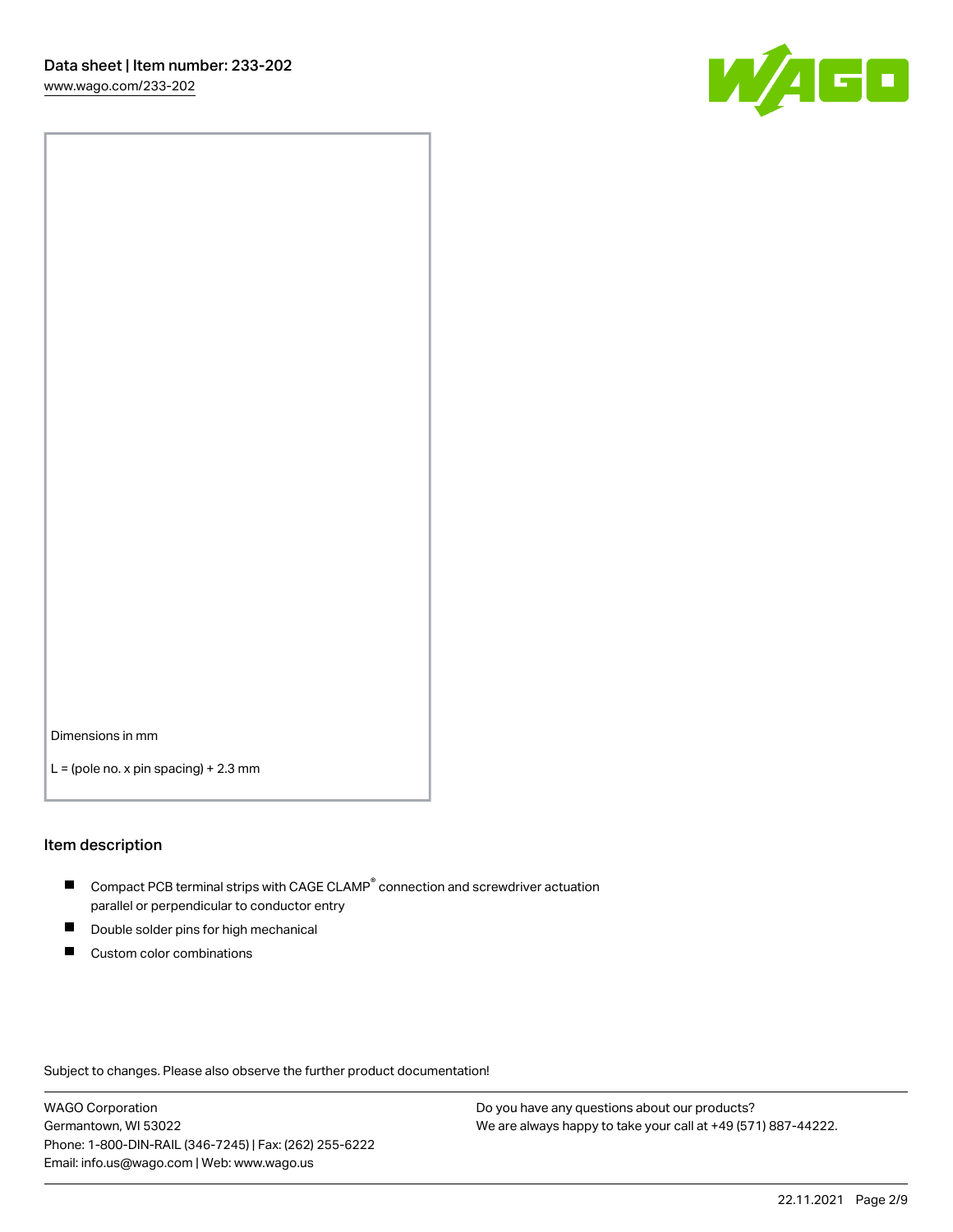Dimensions in mm

L = (pole no. x pin spacing) + 2.3 mm

## Item description

- Compact PCB terminal strips with CAGE CLAMP® connection and screwdriver actuation parallel or perpendicular to conductor entry
- Double solder pins for high mechanical
- Custom color combinations

Subject to changes. Please also observe the further product documentation!

WAGO Corporation
Germantown, WI 53022
Phone: 1-800-DIN-RAIL (346-7245) | Fax: (262) 255-6222
Email: info.us@wago.com | Web: www.wago.us

Do you have any questions about our products?
We are always happy to take your call at +49 (571) 887-44222.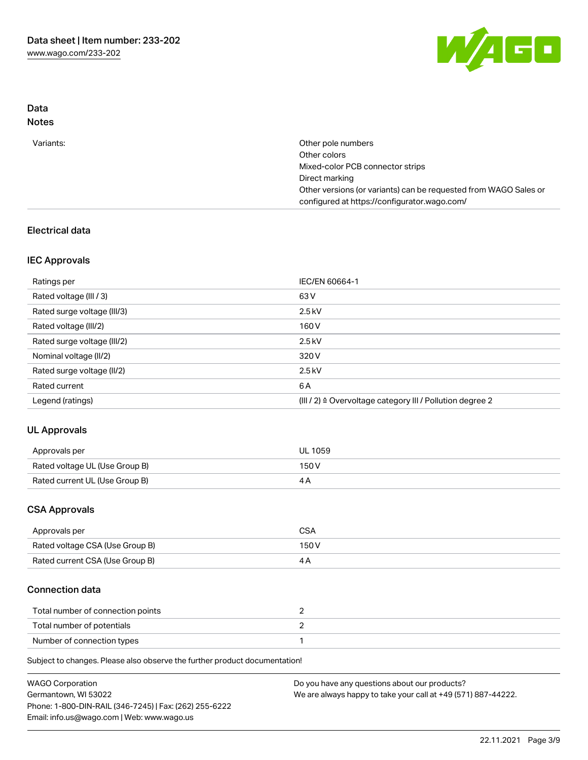## Data
### Notes

| | |
|---|---|
| Variants: | Other pole numbers<br>Other colors<br>Mixed-color PCB connector strips<br>Direct marking<br>Other versions (or variants) can be requested from WAGO Sales or configured at https://configurator.wago.com/ |

### Electrical data

#### IEC Approvals

| | |
|---|---|
| Ratings per | IEC/EN 60664-1 |
| Rated voltage (III / 3) | 63 V |
| Rated surge voltage (III/3) | 2.5 kV |
| Rated voltage (III/2) | 160 V |
| Rated surge voltage (III/2) | 2.5 kV |
| Nominal voltage (II/2) | 320 V |
| Rated surge voltage (II/2) | 2.5 kV |
| Rated current | 6 A |
| Legend (ratings) | (III / 2) ≙ Overvoltage category III / Pollution degree 2 |

#### UL Approvals

| | |
|---|---|
| Approvals per | UL 1059 |
| Rated voltage UL (Use Group B) | 150 V |
| Rated current UL (Use Group B) | 4 A |

#### CSA Approvals

| | |
|---|---|
| Approvals per | CSA |
| Rated voltage CSA (Use Group B) | 150 V |
| Rated current CSA (Use Group B) | 4 A |

### Connection data

| | |
|---|---|
| Total number of connection points | 2 |
| Total number of potentials | 2 |
| Number of connection types | 1 |

Subject to changes. Please also observe the further product documentation!

WAGO Corporation
Germantown, WI 53022
Phone: 1-800-DIN-RAIL (346-7245) | Fax: (262) 255-6222
Email: info.us@wago.com | Web: www.wago.us

Do you have any questions about our products?
We are always happy to take your call at +49 (571) 887-44222.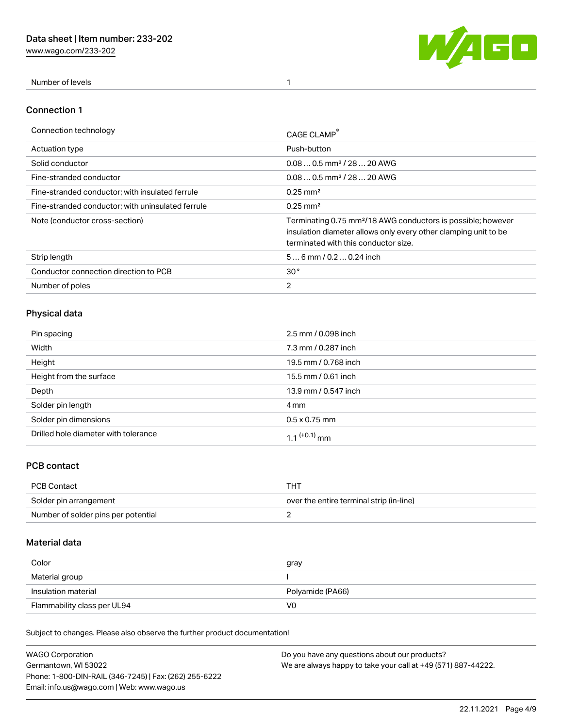| Number of levels | 1 |
| --- | --- |

## Connection 1

| Connection technology | CAGE CLAMP® |
| --- | --- |
| Actuation type | Push-button |
| Solid conductor | 0.08 … 0.5 mm² / 28 … 20 AWG |
| Fine-stranded conductor | 0.08 … 0.5 mm² / 28 … 20 AWG |
| Fine-stranded conductor; with insulated ferrule | 0.25 mm² |
| Fine-stranded conductor; with uninsulated ferrule | 0.25 mm² |
| Note (conductor cross-section) | Terminating 0.75 mm²/18 AWG conductors is possible; however insulation diameter allows only every other clamping unit to be terminated with this conductor size. |
| Strip length | 5 … 6 mm / 0.2 … 0.24 inch |
| Conductor connection direction to PCB | 30° |
| Number of poles | 2 |

## Physical data

| Pin spacing | 2.5 mm / 0.098 inch |
| --- | --- |
| Width | 7.3 mm / 0.287 inch |
| Height | 19.5 mm / 0.768 inch |
| Height from the surface | 15.5 mm / 0.61 inch |
| Depth | 13.9 mm / 0.547 inch |
| Solder pin length | 4 mm |
| Solder pin dimensions | 0.5 x 0.75 mm |
| Drilled hole diameter with tolerance | $1.1^{(+0.1)}$ mm |

## PCB contact

| PCB Contact | THT |
| --- | --- |
| Solder pin arrangement | over the entire terminal strip (in-line) |
| Number of solder pins per potential | 2 |

## Material data

| Color | gray |
| --- | --- |
| Material group | I |
| Insulation material | Polyamide (PA66) |
| Flammability class per UL94 | V0 |

Subject to changes. Please also observe the further product documentation!

WAGO Corporation
Germantown, WI 53022
Phone: 1-800-DIN-RAIL (346-7245) | Fax: (262) 255-6222
Email: info.us@wago.com | Web: www.wago.us

Do you have any questions about our products?
We are always happy to take your call at +49 (571) 887-44222.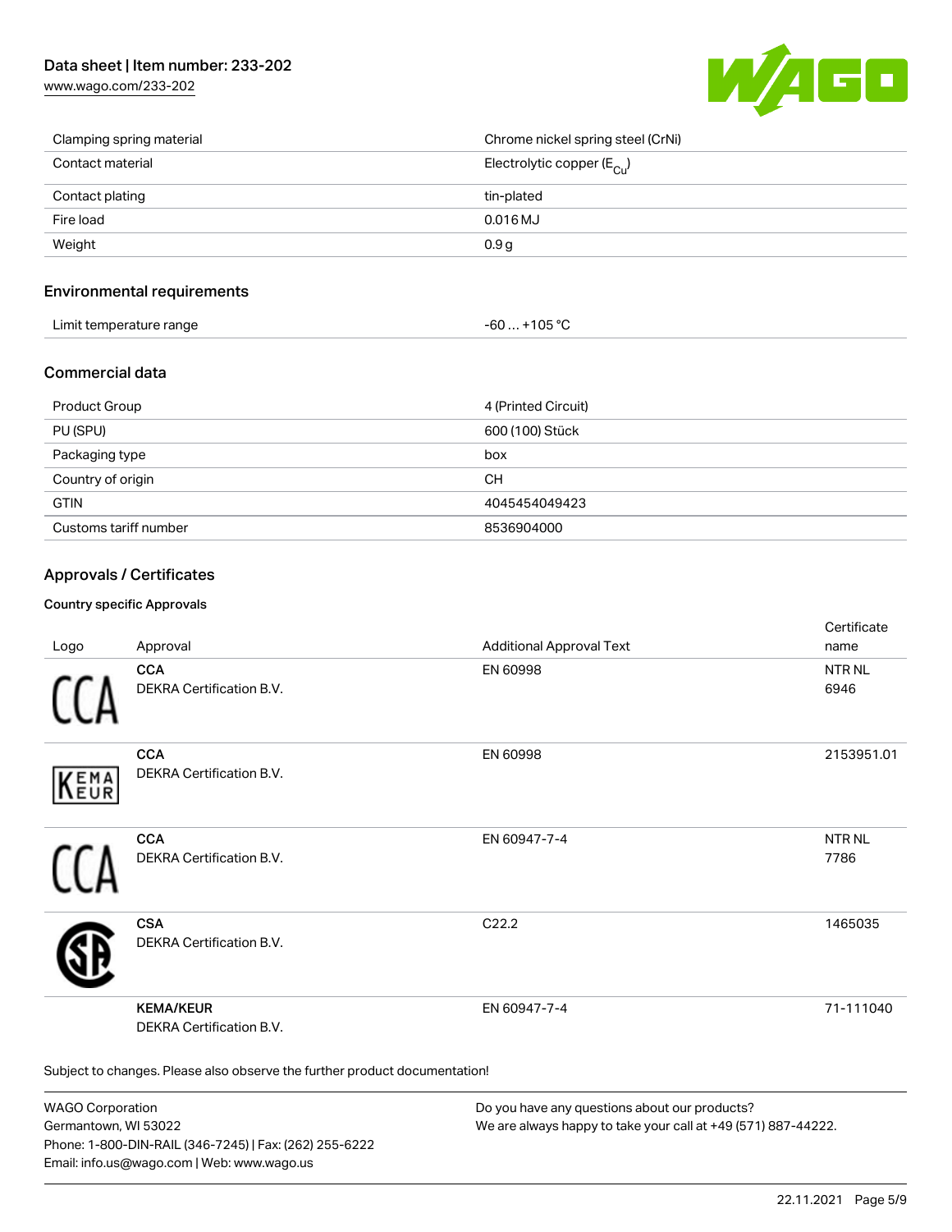| | |
|---|---|
| Clamping spring material | Chrome nickel spring steel (CrNi) |
| Contact material | Electrolytic copper ($E_{Cu}$) |
| Contact plating | tin-plated |
| Fire load | 0.016 MJ |
| Weight | 0.9 g |

## Environmental requirements

| | |
|---|---|
| Limit temperature range | -60 … +105 °C |

## Commercial data

| | |
|---|---|
| Product Group | 4 (Printed Circuit) |
| PU (SPU) | 600 (100) Stück |
| Packaging type | box |
| Country of origin | CH |
| GTIN | 4045454049423 |
| Customs tariff number | 8536904000 |

## Approvals / Certificates

### Country specific Approvals

| Logo | Approval | Additional Approval Text | Certificate name |
|---|---|---|---|
| | **CCA** DEKRA Certification B.V. | EN 60998 | NTR NL 6946 |
| | **CCA** DEKRA Certification B.V. | EN 60998 | 2153951.01 |
| | **CCA** DEKRA Certification B.V. | EN 60947-7-4 | NTR NL 7786 |
| | **CSA** DEKRA Certification B.V. | C22.2 | 1465035 |
| | **KEMA/KEUR** DEKRA Certification B.V. | EN 60947-7-4 | 71-111040 |

Subject to changes. Please also observe the further product documentation!

WAGO Corporation
Germantown, WI 53022
Phone: 1-800-DIN-RAIL (346-7245) | Fax: (262) 255-6222
Email: info.us@wago.com | Web: www.wago.us

Do you have any questions about our products?
We are always happy to take your call at +49 (571) 887-44222.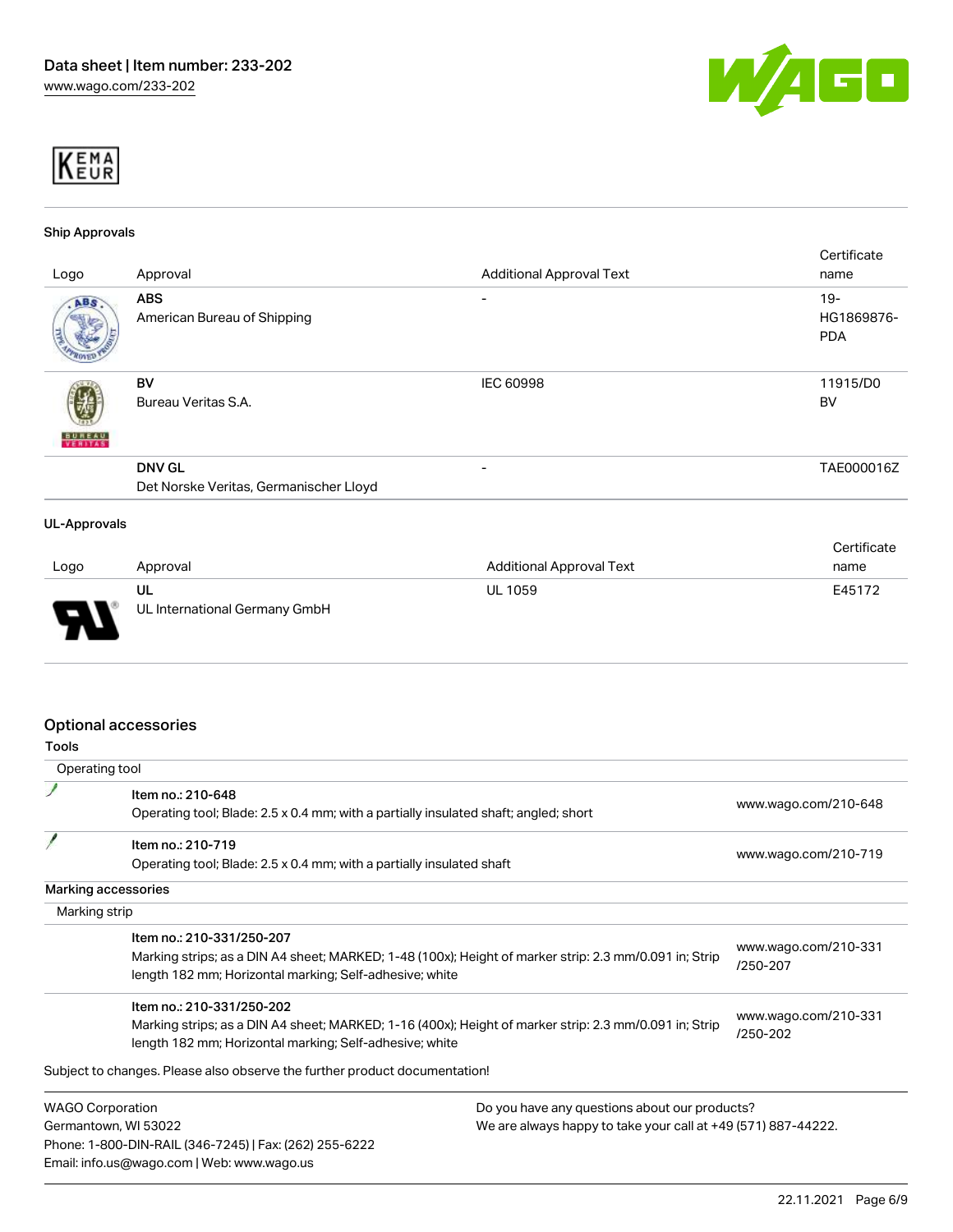KEMA EUR

### Ship Approvals

| Logo | Approval | Additional Approval Text | Certificate name |
|---|---|---|---|
| | **ABS**<br>American Bureau of Shipping | - | 19-HG1869876-PDA |
| | **BV**<br>Bureau Veritas S.A. | IEC 60998 | 11915/D0 BV |
| | **DNV GL**<br>Det Norske Veritas, Germanischer Lloyd | - | TAE000016Z |

### UL-Approvals

| Logo | Approval | Additional Approval Text | Certificate name |
|---|---|---|---|
| | **UL**<br>UL International Germany GmbH | UL 1059 | E45172 |

## Optional accessories

### Tools

Operating tool

| | | |
|---|---|---|
| | Item no.: 210-648<br>Operating tool; Blade: 2.5 x 0.4 mm; with a partially insulated shaft; angled; short | www.wago.com/210-648 |
| | Item no.: 210-719<br>Operating tool; Blade: 2.5 x 0.4 mm; with a partially insulated shaft | www.wago.com/210-719 |

### Marking accessories

Marking strip

| | | |
|---|---|---|
| | Item no.: 210-331/250-207<br>Marking strips; as a DIN A4 sheet; MARKED; 1-48 (100x); Height of marker strip: 2.3 mm/0.091 in; Strip length 182 mm; Horizontal marking; Self-adhesive; white | www.wago.com/210-331/250-207 |
| | Item no.: 210-331/250-202<br>Marking strips; as a DIN A4 sheet; MARKED; 1-16 (400x); Height of marker strip: 2.3 mm/0.091 in; Strip length 182 mm; Horizontal marking; Self-adhesive; white | www.wago.com/210-331/250-202 |

Subject to changes. Please also observe the further product documentation!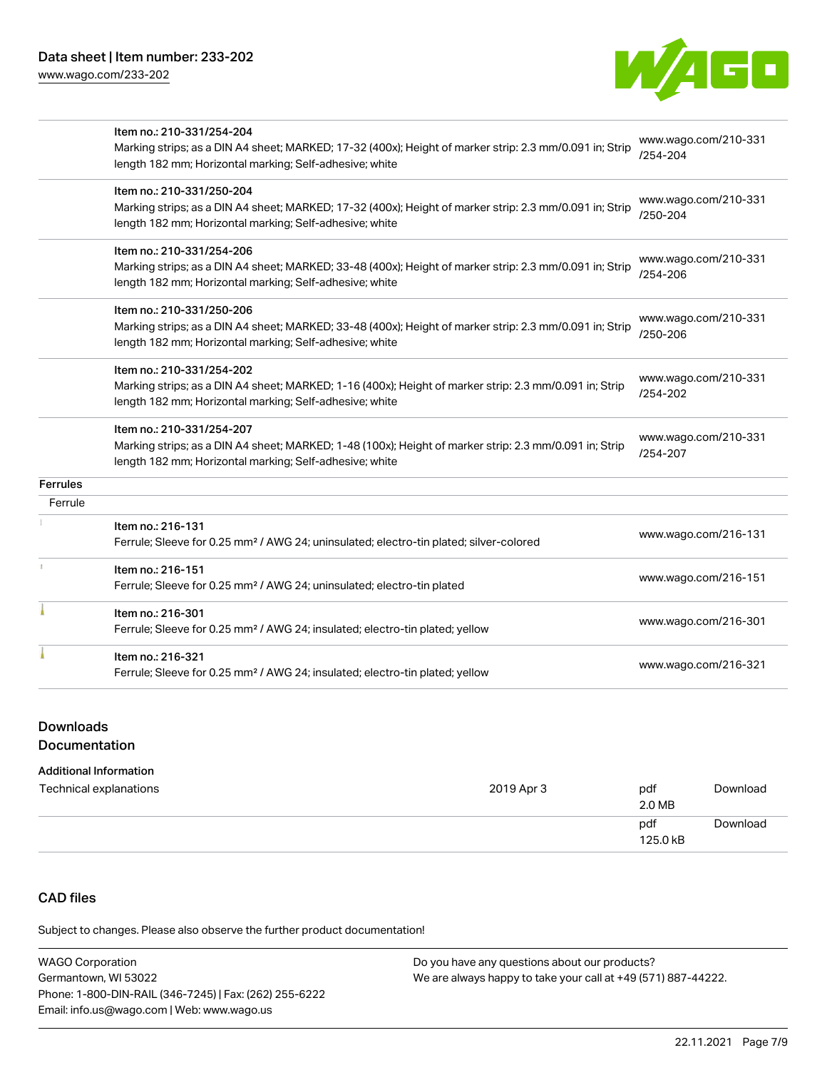| | | |
|---|---|---|
| | Item no.: 210-331/254-204<br>Marking strips; as a DIN A4 sheet; MARKED; 17-32 (400x); Height of marker strip: 2.3 mm/0.091 in; Strip length 182 mm; Horizontal marking; Self-adhesive; white | www.wago.com/210-331/254-204 |
| | Item no.: 210-331/250-204<br>Marking strips; as a DIN A4 sheet; MARKED; 17-32 (400x); Height of marker strip: 2.3 mm/0.091 in; Strip length 182 mm; Horizontal marking; Self-adhesive; white | www.wago.com/210-331/250-204 |
| | Item no.: 210-331/254-206<br>Marking strips; as a DIN A4 sheet; MARKED; 33-48 (400x); Height of marker strip: 2.3 mm/0.091 in; Strip length 182 mm; Horizontal marking; Self-adhesive; white | www.wago.com/210-331/254-206 |
| | Item no.: 210-331/250-206<br>Marking strips; as a DIN A4 sheet; MARKED; 33-48 (400x); Height of marker strip: 2.3 mm/0.091 in; Strip length 182 mm; Horizontal marking; Self-adhesive; white | www.wago.com/210-331/250-206 |
| | Item no.: 210-331/254-202<br>Marking strips; as a DIN A4 sheet; MARKED; 1-16 (400x); Height of marker strip: 2.3 mm/0.091 in; Strip length 182 mm; Horizontal marking; Self-adhesive; white | www.wago.com/210-331/254-202 |
| | Item no.: 210-331/254-207<br>Marking strips; as a DIN A4 sheet; MARKED; 1-48 (100x); Height of marker strip: 2.3 mm/0.091 in; Strip length 182 mm; Horizontal marking; Self-adhesive; white | www.wago.com/210-331/254-207 |
| **Ferrules** | | |
| Ferrule | | |
| | Item no.: 216-131<br>Ferrule; Sleeve for 0.25 mm² / AWG 24; uninsulated; electro-tin plated; silver-colored | www.wago.com/216-131 |
| | Item no.: 216-151<br>Ferrule; Sleeve for 0.25 mm² / AWG 24; uninsulated; electro-tin plated | www.wago.com/216-151 |
| | Item no.: 216-301<br>Ferrule; Sleeve for 0.25 mm² / AWG 24; insulated; electro-tin plated; yellow | www.wago.com/216-301 |
| | Item no.: 216-321<br>Ferrule; Sleeve for 0.25 mm² / AWG 24; insulated; electro-tin plated; yellow | www.wago.com/216-321 |

## Downloads

### Documentation

**Additional Information**

| | | | |
|---|---|---|---|
| Technical explanations | 2019 Apr 3 | pdf<br>2.0 MB | Download |
| | | pdf<br>125.0 kB | Download |

## CAD files

Subject to changes. Please also observe the further product documentation!

WAGO Corporation
Germantown, WI 53022
Phone: 1-800-DIN-RAIL (346-7245) | Fax: (262) 255-6222
Email: info.us@wago.com | Web: www.wago.us

Do you have any questions about our products?
We are always happy to take your call at +49 (571) 887-44222.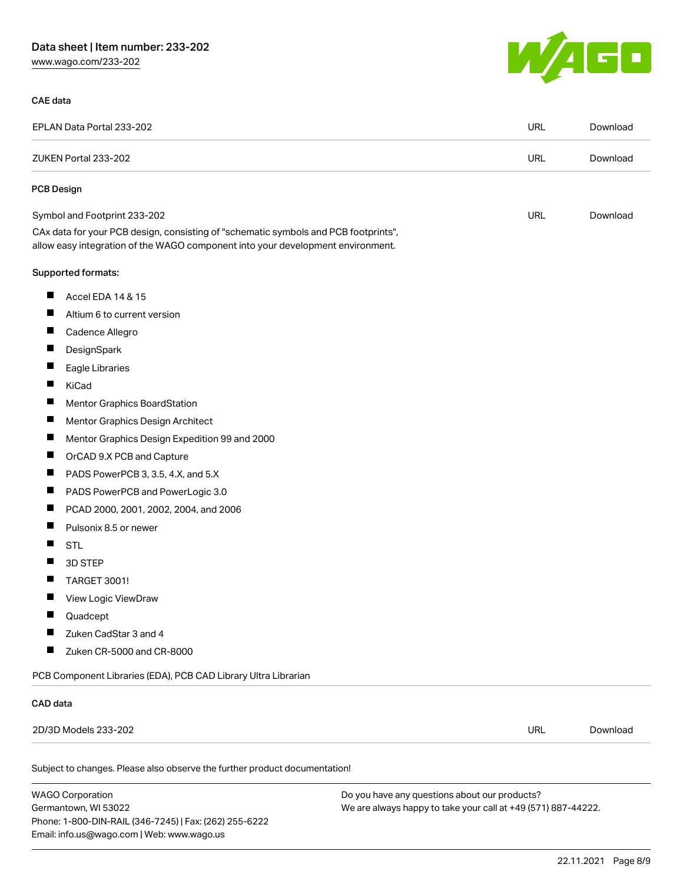### CAE data

| EPLAN Data Portal 233-202 | URL | Download |
| --- | --- | --- |
| ZUKEN Portal 233-202 | URL | Download |

### PCB Design

| Symbol and Footprint 233-202 | URL | Download |
| --- | --- | --- |

CAx data for your PCB design, consisting of "schematic symbols and PCB footprints", allow easy integration of the WAGO component into your development environment.

Supported formats:

- Accel EDA 14 & 15
- Altium 6 to current version
- Cadence Allegro
- DesignSpark
- Eagle Libraries
- KiCad
- Mentor Graphics BoardStation
- Mentor Graphics Design Architect
- Mentor Graphics Design Expedition 99 and 2000
- OrCAD 9.X PCB and Capture
- PADS PowerPCB 3, 3.5, 4.X, and 5.X
- PADS PowerPCB and PowerLogic 3.0
- PCAD 2000, 2001, 2002, 2004, and 2006
- Pulsonix 8.5 or newer
- STL
- 3D STEP
- TARGET 3001!
- View Logic ViewDraw
- Quadcept
- Zuken CadStar 3 and 4
- Zuken CR-5000 and CR-8000

PCB Component Libraries (EDA), PCB CAD Library Ultra Librarian

### CAD data

| 2D/3D Models 233-202 | URL | Download |
| --- | --- | --- |

Subject to changes. Please also observe the further product documentation!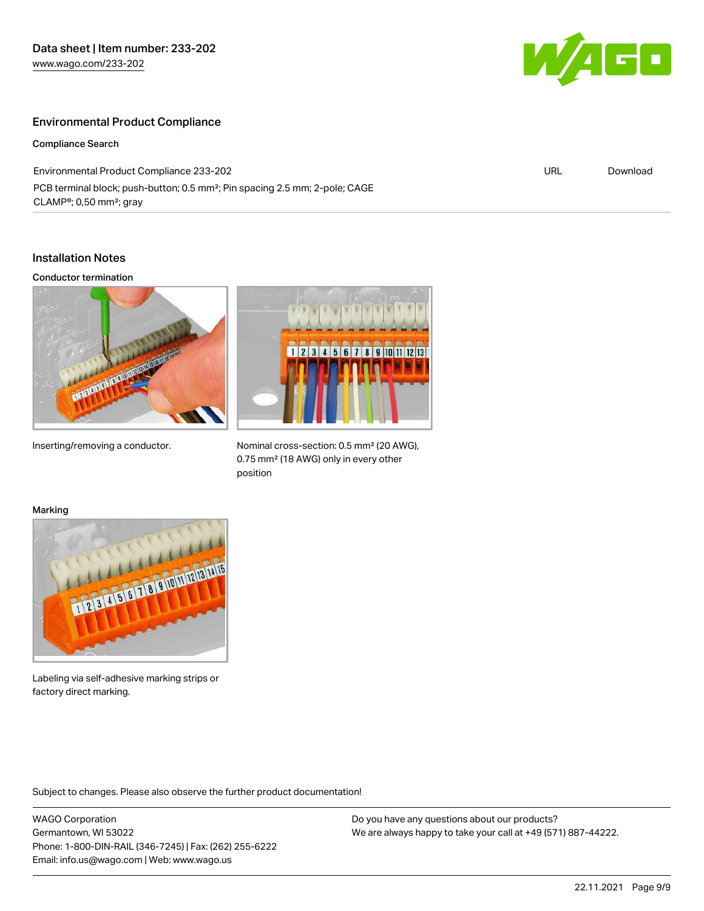## Environmental Product Compliance

### Compliance Search

| | | |
|---|---|---|
| Environmental Product Compliance 233-202<br>PCB terminal block; push-button; 0.5 mm²; Pin spacing 2.5 mm; 2-pole; CAGE CLAMP®; 0,50 mm²; gray | URL | Download |

## Installation Notes

### Conductor termination

Inserting/removing a conductor.

Nominal cross-section: 0.5 mm² (20 AWG), 0.75 mm² (18 AWG) only in every other position

### Marking

Labeling via self-adhesive marking strips or factory direct marking.

Subject to changes. Please also observe the further product documentation!

WAGO Corporation
Germantown, WI 53022
Phone: 1-800-DIN-RAIL (346-7245) | Fax: (262) 255-6222
Email: info.us@wago.com | Web: www.wago.us

Do you have any questions about our products?
We are always happy to take your call at +49 (571) 887-44222.